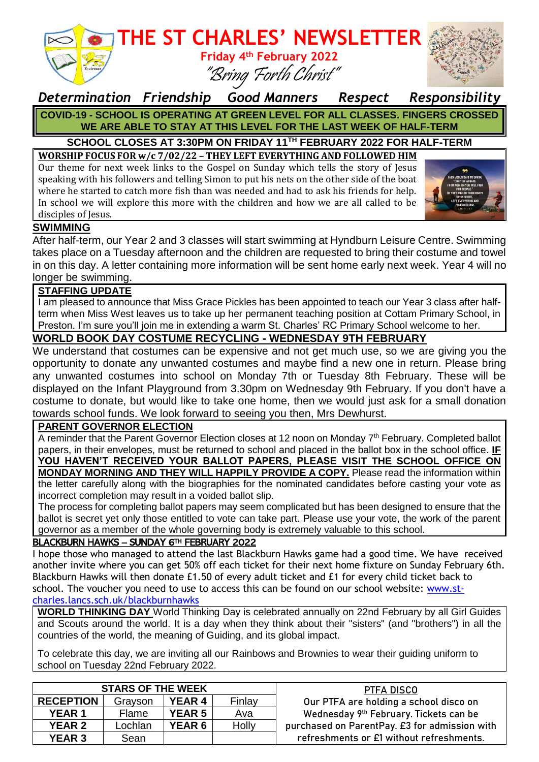# THE ST CHARLES' NEWSLETTER

**Friday 4th February 2022**

*"Bring Forth Christ"*

***Determination Friendship Good Manners Respect Responsibility***

**COVID-19 - SCHOOL IS OPERATING AT GREEN LEVEL FOR ALL CLASSES. FINGERS CROSSED WE ARE ABLE TO STAY AT THIS LEVEL FOR THE LAST WEEK OF HALF-TERM**

**SCHOOL CLOSES AT 3:30PM ON FRIDAY 11TH FEBRUARY 2022 FOR HALF-TERM**

## WORSHIP FOCUS FOR w/c 7/02/22 – THEY LEFT EVERYTHING AND FOLLOWED HIM

Our theme for next week links to the Gospel on Sunday which tells the story of Jesus speaking with his followers and telling Simon to put his nets on the other side of the boat where he started to catch more fish than was needed and had to ask his friends for help. In school we will explore this more with the children and how we are all called to be disciples of Jesus.

## SWIMMING

After half-term, our Year 2 and 3 classes will start swimming at Hyndburn Leisure Centre. Swimming takes place on a Tuesday afternoon and the children are requested to bring their costume and towel in on this day. A letter containing more information will be sent home early next week. Year 4 will no longer be swimming.

## STAFFING UPDATE

I am pleased to announce that Miss Grace Pickles has been appointed to teach our Year 3 class after half-term when Miss West leaves us to take up her permanent teaching position at Cottam Primary School, in Preston. I'm sure you'll join me in extending a warm St. Charles' RC Primary School welcome to her.

## WORLD BOOK DAY COSTUME RECYCLING - WEDNESDAY 9TH FEBRUARY

We understand that costumes can be expensive and not get much use, so we are giving you the opportunity to donate any unwanted costumes and maybe find a new one in return. Please bring any unwanted costumes into school on Monday 7th or Tuesday 8th February. These will be displayed on the Infant Playground from 3.30pm on Wednesday 9th February. If you don't have a costume to donate, but would like to take one home, then we would just ask for a small donation towards school funds. We look forward to seeing you then, Mrs Dewhurst.

## PARENT GOVERNOR ELECTION

A reminder that the Parent Governor Election closes at 12 noon on Monday 7th February. Completed ballot papers, in their envelopes, must be returned to school and placed in the ballot box in the school office. **IF YOU HAVEN'T RECEIVED YOUR BALLOT PAPERS, PLEASE VISIT THE SCHOOL OFFICE ON MONDAY MORNING AND THEY WILL HAPPILY PROVIDE A COPY.** Please read the information within the letter carefully along with the biographies for the nominated candidates before casting your vote as incorrect completion may result in a voided ballot slip.

The process for completing ballot papers may seem complicated but has been designed to ensure that the ballot is secret yet only those entitled to vote can take part. Please use your vote, the work of the parent governor as a member of the whole governing body is extremely valuable to this school.

## BLACKBURN HAWKS – SUNDAY 6TH FEBRUARY 2022

I hope those who managed to attend the last Blackburn Hawks game had a good time. We have received another invite where you can get 50% off each ticket for their next home fixture on Sunday February 6th. Blackburn Hawks will then donate £1.50 of every adult ticket and £1 for every child ticket back to school. The voucher you need to use to access this can be found on our school website: www.st-charles.lancs.sch.uk/blackburnhawks

## WORLD THINKING DAY

World Thinking Day is celebrated annually on 22nd February by all Girl Guides and Scouts around the world. It is a day when they think about their "sisters" (and "brothers") in all the countries of the world, the meaning of Guiding, and its global impact.

To celebrate this day, we are inviting all our Rainbows and Brownies to wear their guiding uniform to school on Tuesday 22nd February 2022.

**STARS OF THE WEEK**

| Class | Name | Class | Name |
|---|---|---|---|
| **RECEPTION** | Grayson | **YEAR 4** | Finlay |
| **YEAR 1** | Flame | **YEAR 5** | Ava |
| **YEAR 2** | Lochlan | **YEAR 6** | Holly |
| **YEAR 3** | Sean | | |

## PTFA DISCO

Our PTFA are holding a school disco on Wednesday 9th February. Tickets can be purchased on ParentPay. £3 for admission with refreshments or £1 without refreshments.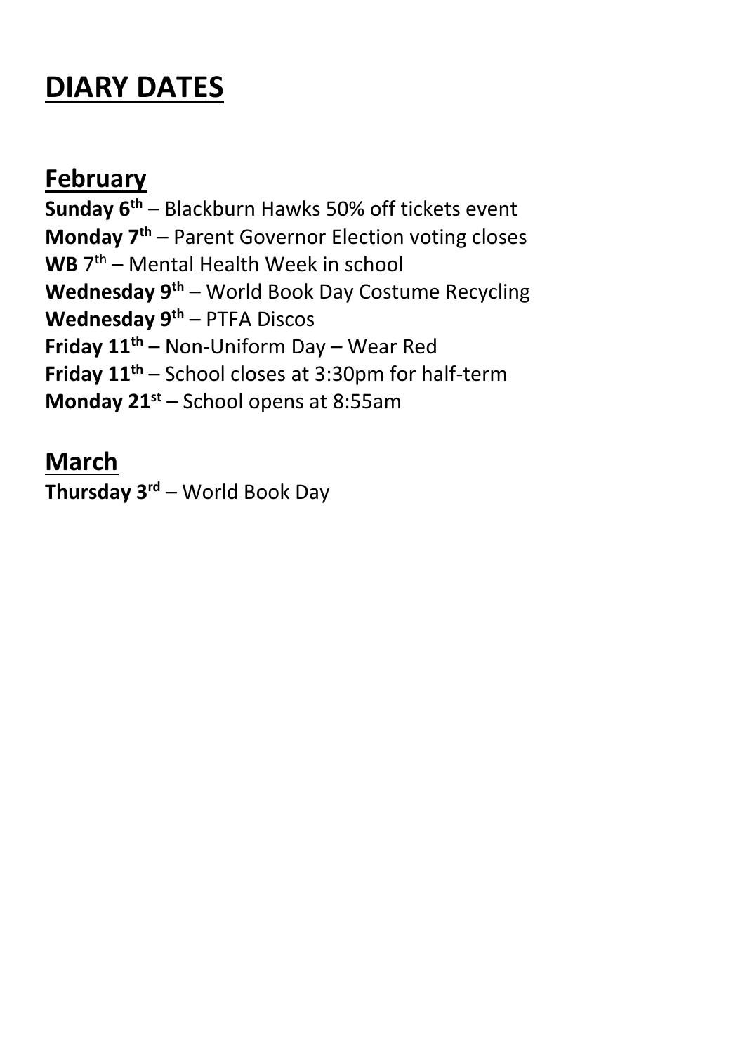# DIARY DATES

## February

**Sunday 6th** – Blackburn Hawks 50% off tickets event
**Monday 7th** – Parent Governor Election voting closes
**WB** 7th – Mental Health Week in school
**Wednesday 9th** – World Book Day Costume Recycling
**Wednesday 9th** – PTFA Discos
**Friday 11th** – Non-Uniform Day – Wear Red
**Friday 11th** – School closes at 3:30pm for half-term
**Monday 21st** – School opens at 8:55am

## March

**Thursday 3rd** – World Book Day